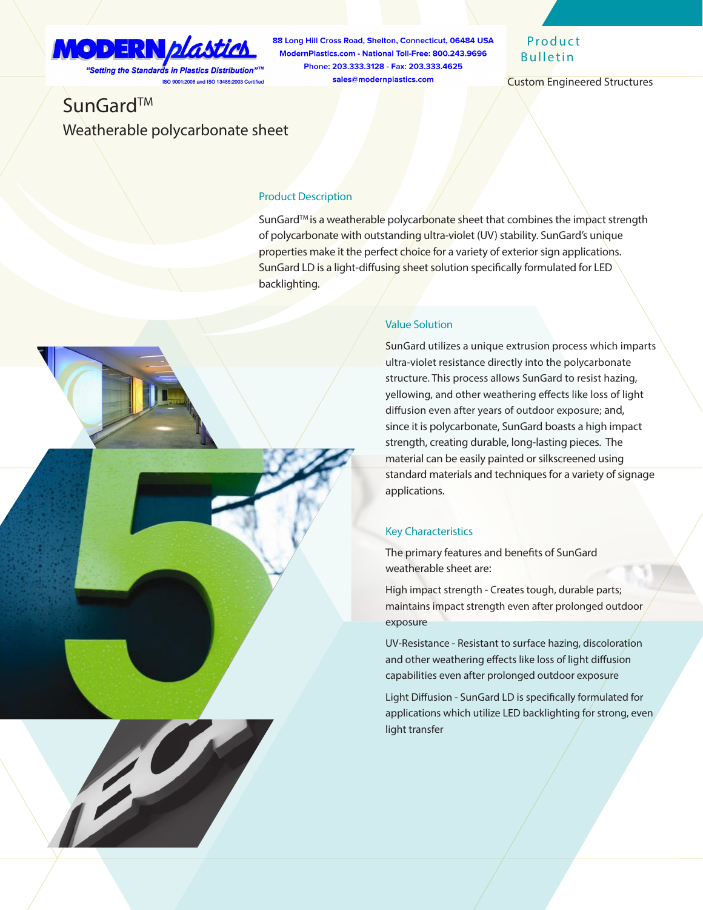MODERN plastics

"Setting the Standards in Plastics Distribution"™

ISO 9001:2008 and ISO 13485:2003 Certified

88 Long Hill Cross Road, Shelton, Connecticut, 06484 USA
ModernPlastics.com - National Toll-Free: 800.243.9696
Phone: 203.333.3128 - Fax: 203.333.4625
sales@modernplastics.com

Product Bulletin

Custom Engineered Structures

# SunGard™

## Weatherable polycarbonate sheet

### Product Description

SunGard™ is a weatherable polycarbonate sheet that combines the impact strength of polycarbonate with outstanding ultra-violet (UV) stability. SunGard's unique properties make it the perfect choice for a variety of exterior sign applications. SunGard LD is a light-diffusing sheet solution specifically formulated for LED backlighting.

### Value Solution

SunGard utilizes a unique extrusion process which imparts ultra-violet resistance directly into the polycarbonate structure. This process allows SunGard to resist hazing, yellowing, and other weathering effects like loss of light diffusion even after years of outdoor exposure; and, since it is polycarbonate, SunGard boasts a high impact strength, creating durable, long-lasting pieces. The material can be easily painted or silkscreened using standard materials and techniques for a variety of signage applications.

### Key Characteristics

The primary features and benefits of SunGard weatherable sheet are:

High impact strength - Creates tough, durable parts; maintains impact strength even after prolonged outdoor exposure

UV-Resistance - Resistant to surface hazing, discoloration and other weathering effects like loss of light diffusion capabilities even after prolonged outdoor exposure

Light Diffusion - SunGard LD is specifically formulated for applications which utilize LED backlighting for strong, even light transfer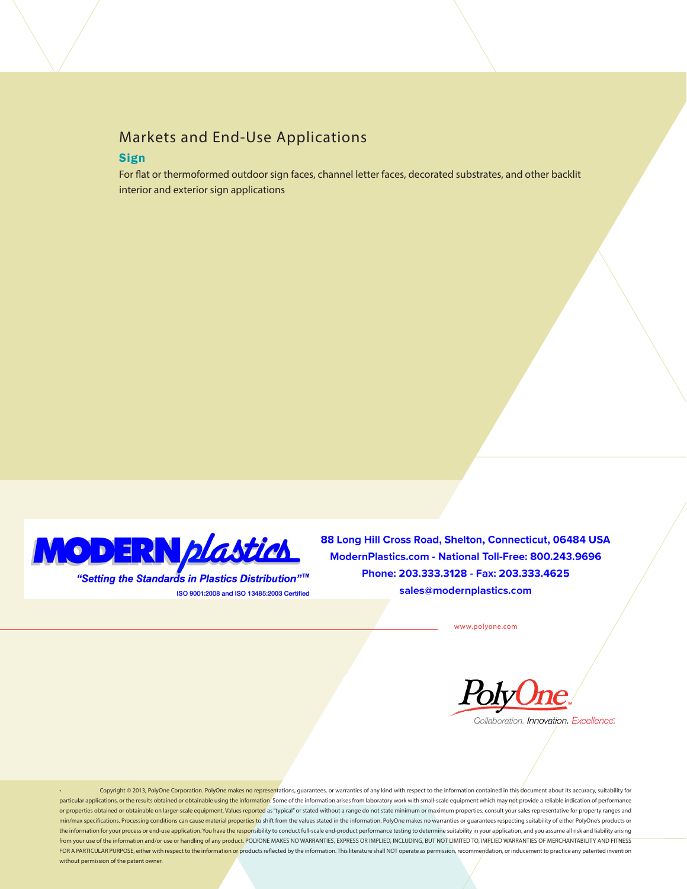## Markets and End-Use Applications

### Sign

For flat or thermoformed outdoor sign faces, channel letter faces, decorated substrates, and other backlit interior and exterior sign applications

**MODERN plastics**

*"Setting the Standards in Plastics Distribution"™*

ISO 9001:2008 and ISO 13485:2003 Certified

**88 Long Hill Cross Road, Shelton, Connecticut, 06484 USA**
**ModernPlastics.com - National Toll-Free: 800.243.9696**
**Phone: 203.333.3128 - Fax: 203.333.4625**
**sales@modernplastics.com**

www.polyone.com

PolyOne™

Collaboration. Innovation. Excellence.

• Copyright © 2013, PolyOne Corporation. PolyOne makes no representations, guarantees, or warranties of any kind with respect to the information contained in this document about its accuracy, suitability for particular applications, or the results obtained or obtainable using the information. Some of the information arises from laboratory work with small-scale equipment which may not provide a reliable indication of performance or properties obtained or obtainable on larger-scale equipment. Values reported as "typical" or stated without a range do not state minimum or maximum properties; consult your sales representative for property ranges and min/max specifications. Processing conditions can cause material properties to shift from the values stated in the information. PolyOne makes no warranties or guarantees respecting suitability of either PolyOne's products or the information for your process or end-use application. You have the responsibility to conduct full-scale end-product performance testing to determine suitability in your application, and you assume all risk and liability arising from your use of the information and/or use or handling of any product. POLYONE MAKES NO WARRANTIES, EXPRESS OR IMPLIED, INCLUDING, BUT NOT LIMITED TO, IMPLIED WARRANTIES OF MERCHANTABILITY AND FITNESS FOR A PARTICULAR PURPOSE, either with respect to the information or products reflected by the information. This literature shall NOT operate as permission, recommendation, or inducement to practice any patented invention without permission of the patent owner.